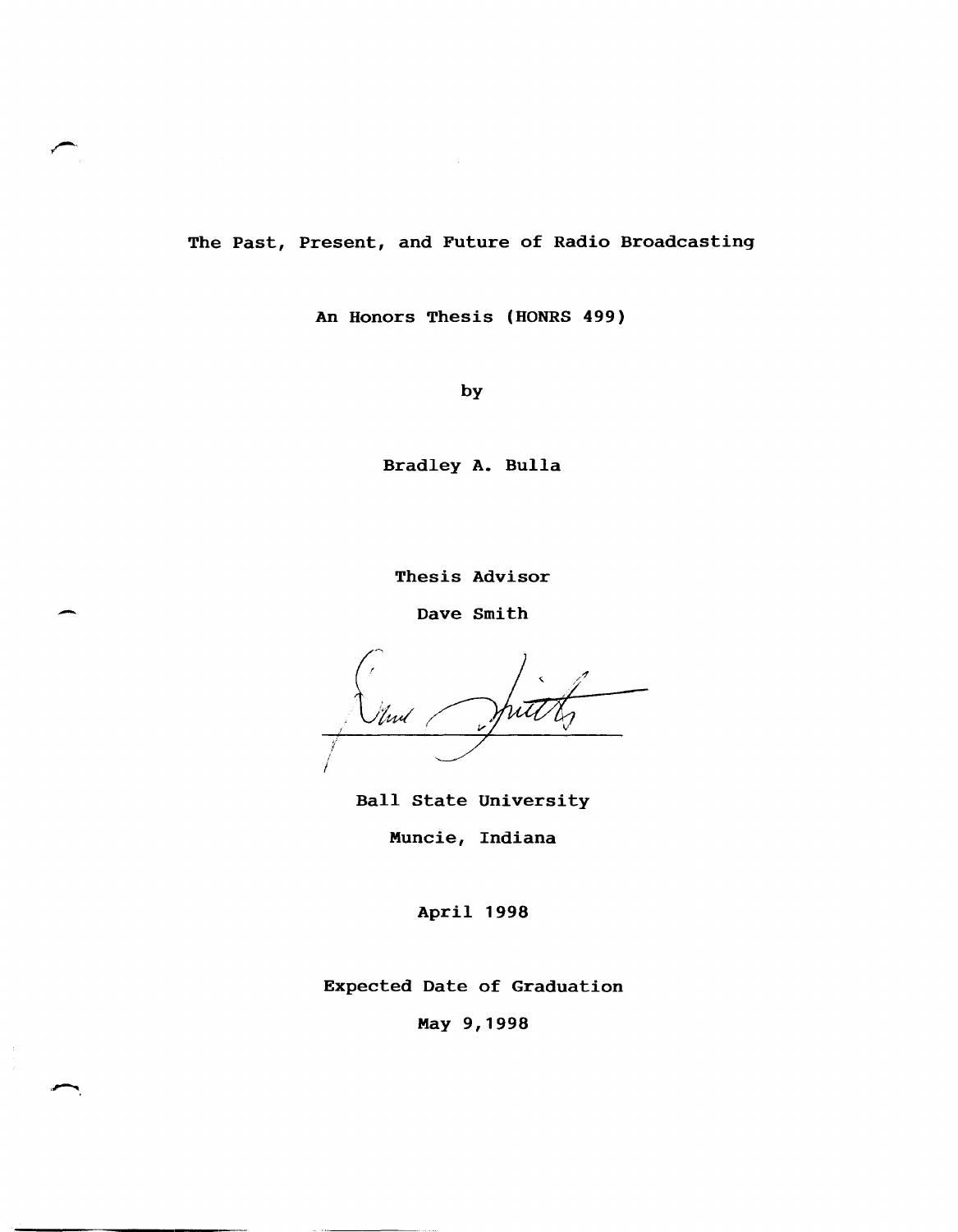# The Past, Present, and Future of Radio Broadcasting

An Honors Thesis (HONRS 499)

by

Bradley A. Bulla

Thesis Advisor

Dave Smith

Ball State University

Muncie, Indiana

April 1998

Expected Date of Graduation

May 9, 1998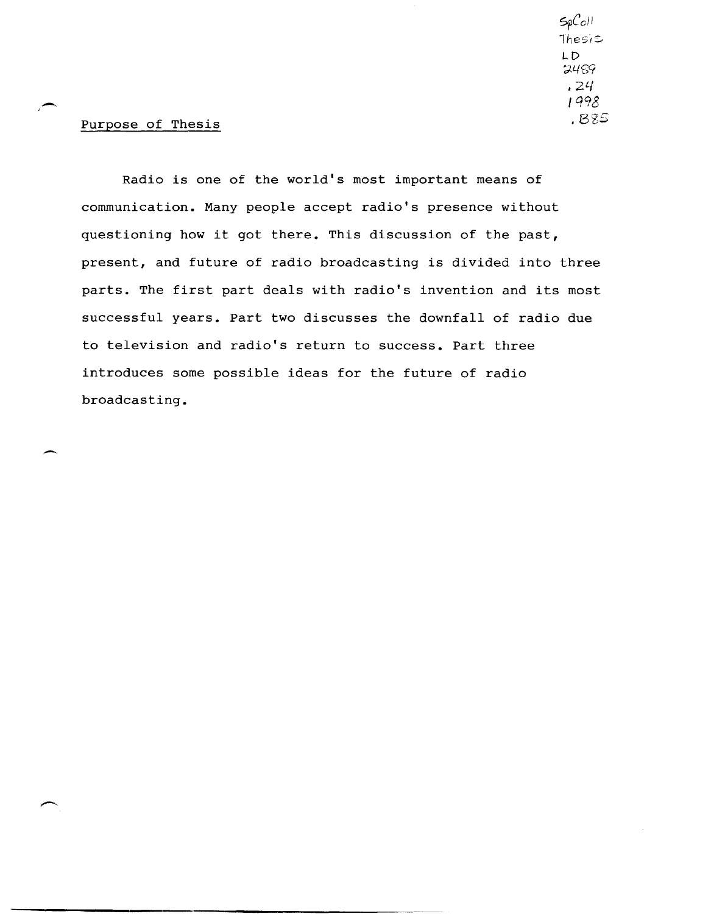SpColl
Thesis
LD
2489
.Z4
1998
.B85

## Purpose of Thesis

Radio is one of the world's most important means of communication. Many people accept radio's presence without questioning how it got there. This discussion of the past, present, and future of radio broadcasting is divided into three parts. The first part deals with radio's invention and its most successful years. Part two discusses the downfall of radio due to television and radio's return to success. Part three introduces some possible ideas for the future of radio broadcasting.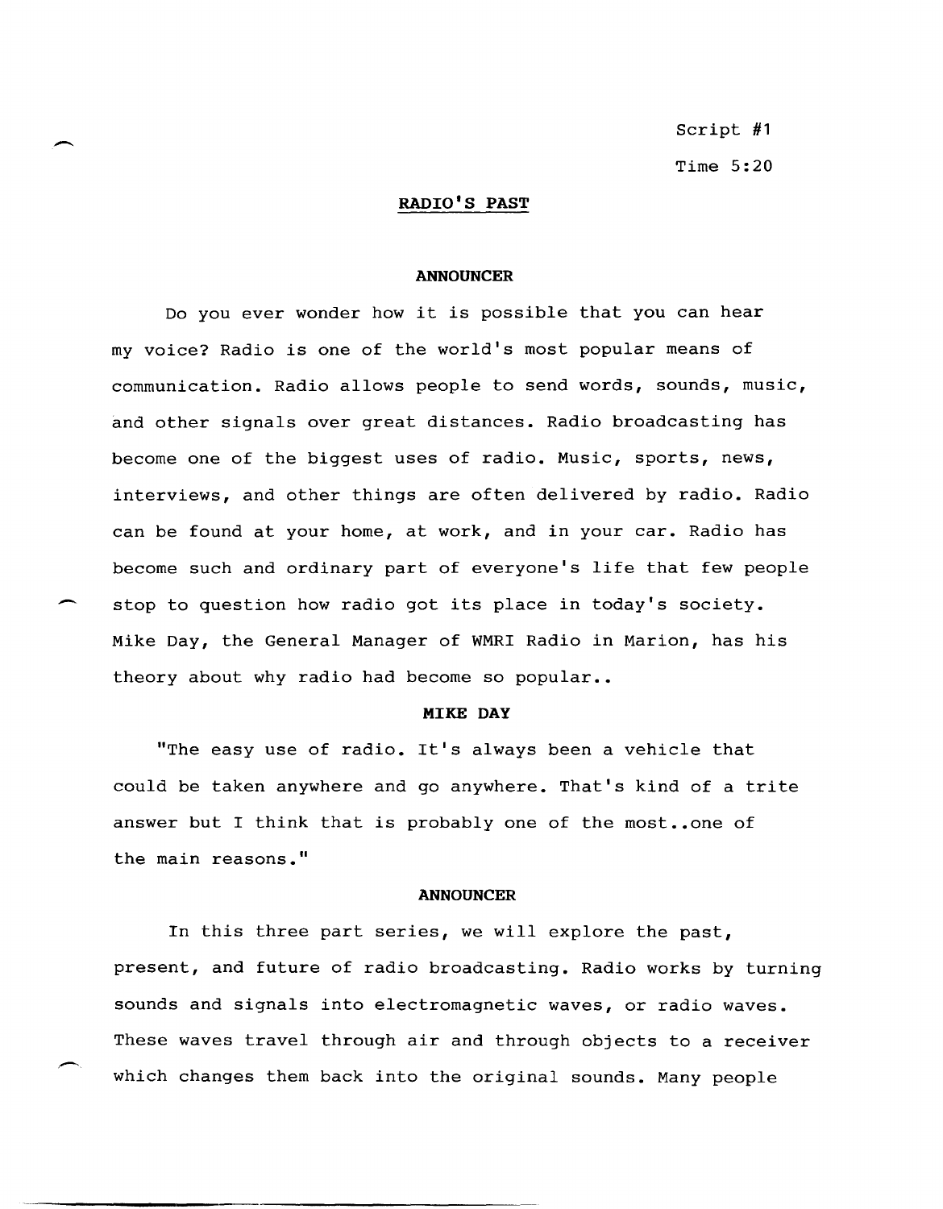Script #1

Time 5:20

## RADIO'S PAST

**ANNOUNCER**

Do you ever wonder how it is possible that you can hear my voice? Radio is one of the world's most popular means of communication. Radio allows people to send words, sounds, music, and other signals over great distances. Radio broadcasting has become one of the biggest uses of radio. Music, sports, news, interviews, and other things are often delivered by radio. Radio can be found at your home, at work, and in your car. Radio has become such and ordinary part of everyone's life that few people stop to question how radio got its place in today's society. Mike Day, the General Manager of WMRI Radio in Marion, has his theory about why radio had become so popular..

**MIKE DAY**

"The easy use of radio. It's always been a vehicle that could be taken anywhere and go anywhere. That's kind of a trite answer but I think that is probably one of the most..one of the main reasons."

**ANNOUNCER**

In this three part series, we will explore the past, present, and future of radio broadcasting. Radio works by turning sounds and signals into electromagnetic waves, or radio waves. These waves travel through air and through objects to a receiver which changes them back into the original sounds. Many people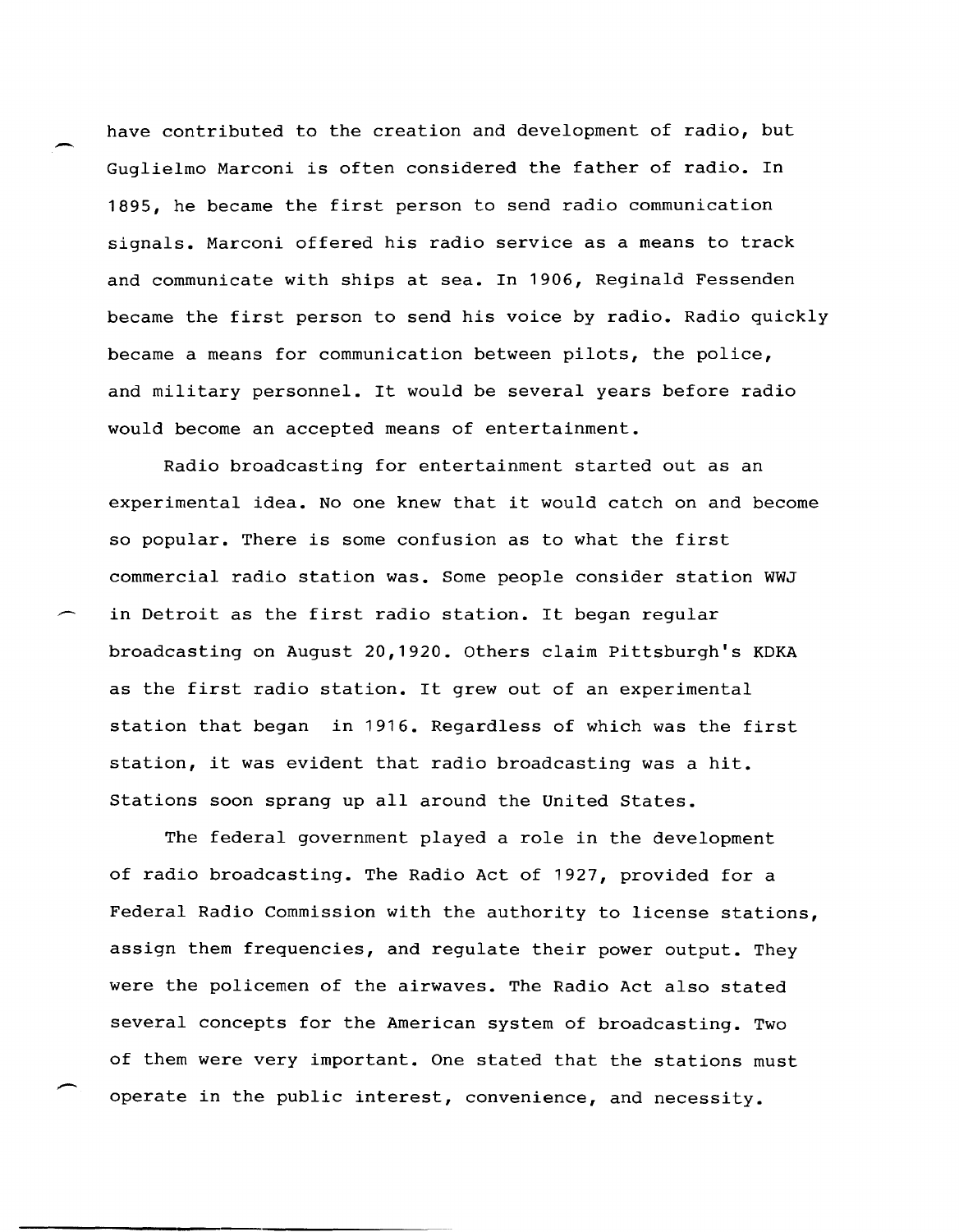have contributed to the creation and development of radio, but Guglielmo Marconi is often considered the father of radio. In 1895, he became the first person to send radio communication signals. Marconi offered his radio service as a means to track and communicate with ships at sea. In 1906, Reginald Fessenden became the first person to send his voice by radio. Radio quickly became a means for communication between pilots, the police, and military personnel. It would be several years before radio would become an accepted means of entertainment.

Radio broadcasting for entertainment started out as an experimental idea. No one knew that it would catch on and become so popular. There is some confusion as to what the first commercial radio station was. Some people consider station WWJ in Detroit as the first radio station. It began regular broadcasting on August 20,1920. Others claim Pittsburgh's KDKA as the first radio station. It grew out of an experimental station that began in 1916. Regardless of which was the first station, it was evident that radio broadcasting was a hit. Stations soon sprang up all around the United States.

The federal government played a role in the development of radio broadcasting. The Radio Act of 1927, provided for a Federal Radio Commission with the authority to license stations, assign them frequencies, and regulate their power output. They were the policemen of the airwaves. The Radio Act also stated several concepts for the American system of broadcasting. Two of them were very important. One stated that the stations must operate in the public interest, convenience, and necessity.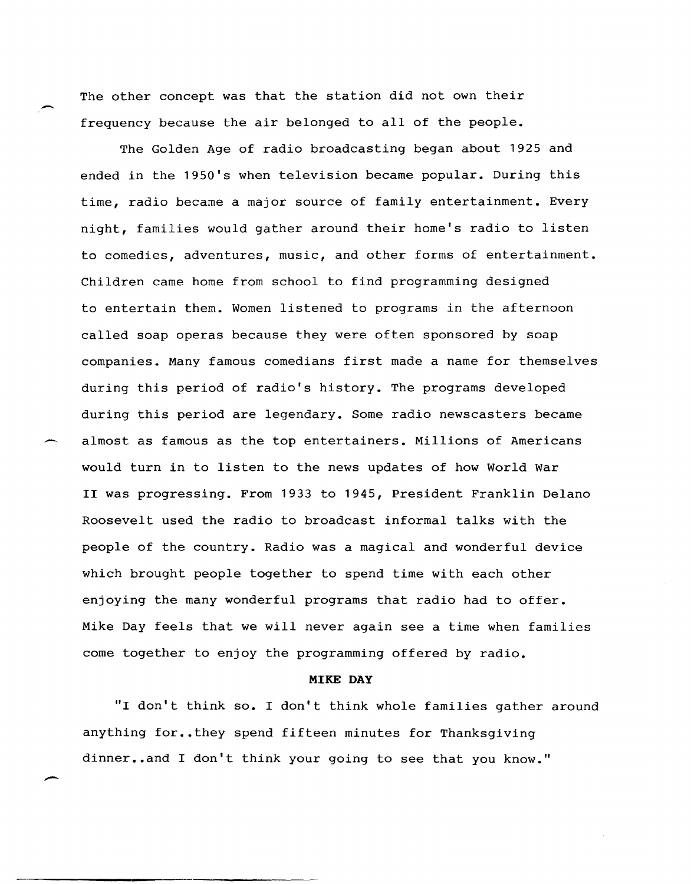The other concept was that the station did not own their frequency because the air belonged to all of the people.

The Golden Age of radio broadcasting began about 1925 and ended in the 1950's when television became popular. During this time, radio became a major source of family entertainment. Every night, families would gather around their home's radio to listen to comedies, adventures, music, and other forms of entertainment. Children came home from school to find programming designed to entertain them. Women listened to programs in the afternoon called soap operas because they were often sponsored by soap companies. Many famous comedians first made a name for themselves during this period of radio's history. The programs developed during this period are legendary. Some radio newscasters became almost as famous as the top entertainers. Millions of Americans would turn in to listen to the news updates of how World War II was progressing. From 1933 to 1945, President Franklin Delano Roosevelt used the radio to broadcast informal talks with the people of the country. Radio was a magical and wonderful device which brought people together to spend time with each other enjoying the many wonderful programs that radio had to offer. Mike Day feels that we will never again see a time when families come together to enjoy the programming offered by radio.

**MIKE DAY**

"I don't think so. I don't think whole families gather around anything for..they spend fifteen minutes for Thanksgiving dinner..and I don't think your going to see that you know."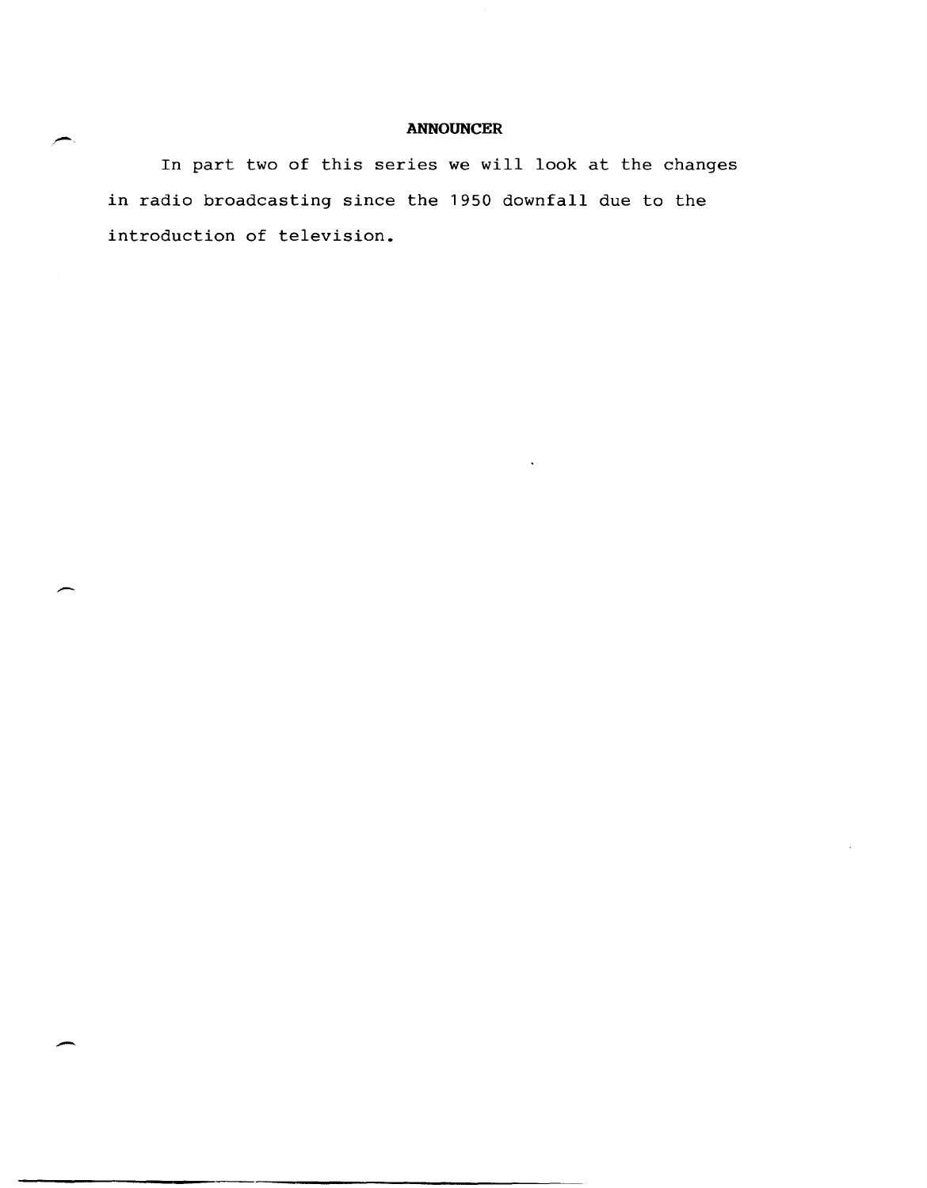**ANNOUNCER**

In part two of this series we will look at the changes in radio broadcasting since the 1950 downfall due to the introduction of television.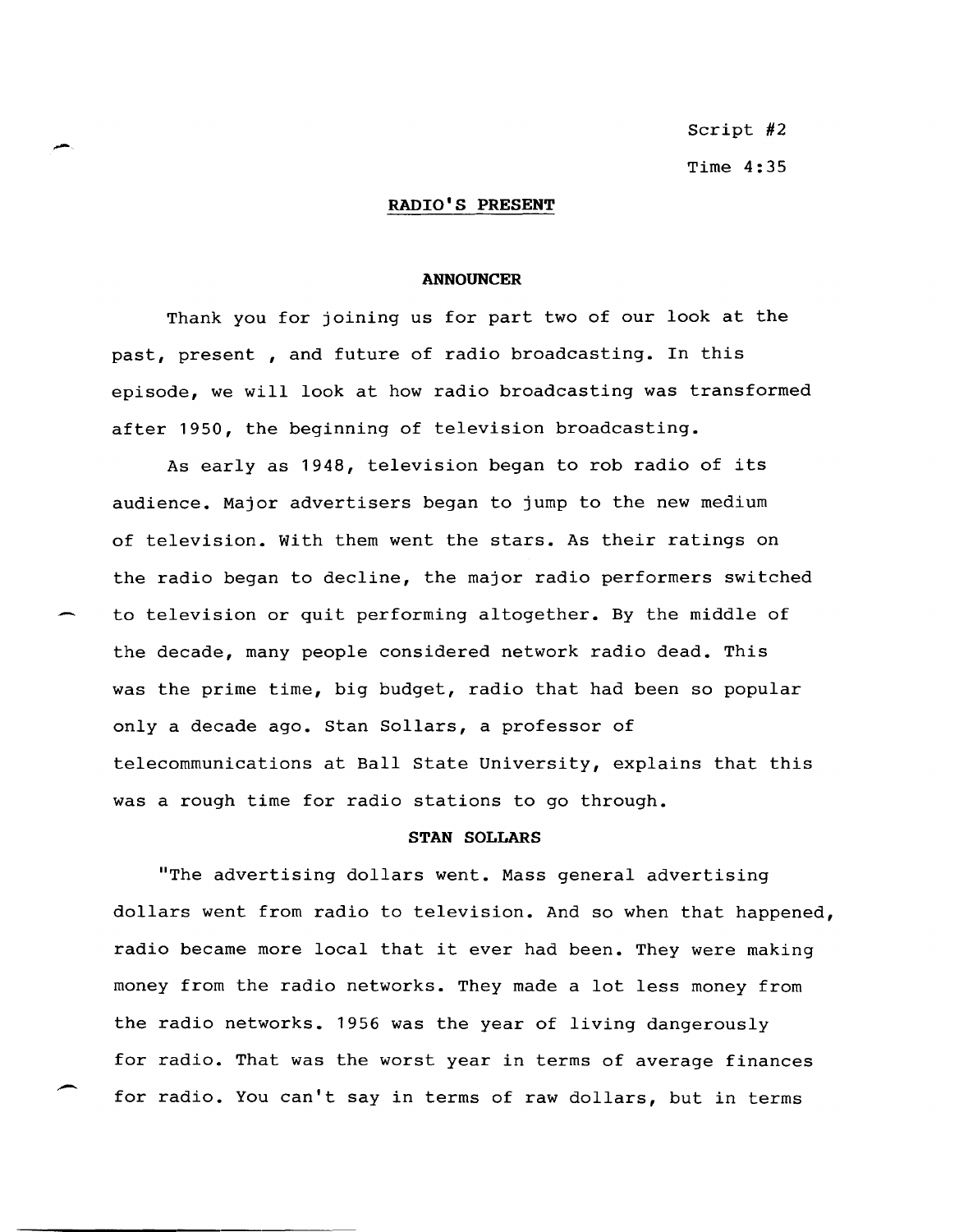Script #2

Time 4:35

## RADIO'S PRESENT

**ANNOUNCER**

Thank you for joining us for part two of our look at the past, present , and future of radio broadcasting. In this episode, we will look at how radio broadcasting was transformed after 1950, the beginning of television broadcasting.

As early as 1948, television began to rob radio of its audience. Major advertisers began to jump to the new medium of television. With them went the stars. As their ratings on the radio began to decline, the major radio performers switched to television or quit performing altogether. By the middle of the decade, many people considered network radio dead. This was the prime time, big budget, radio that had been so popular only a decade ago. Stan Sollars, a professor of telecommunications at Ball State University, explains that this was a rough time for radio stations to go through.

**STAN SOLLARS**

"The advertising dollars went. Mass general advertising dollars went from radio to television. And so when that happened, radio became more local that it ever had been. They were making money from the radio networks. They made a lot less money from the radio networks. 1956 was the year of living dangerously for radio. That was the worst year in terms of average finances for radio. You can't say in terms of raw dollars, but in terms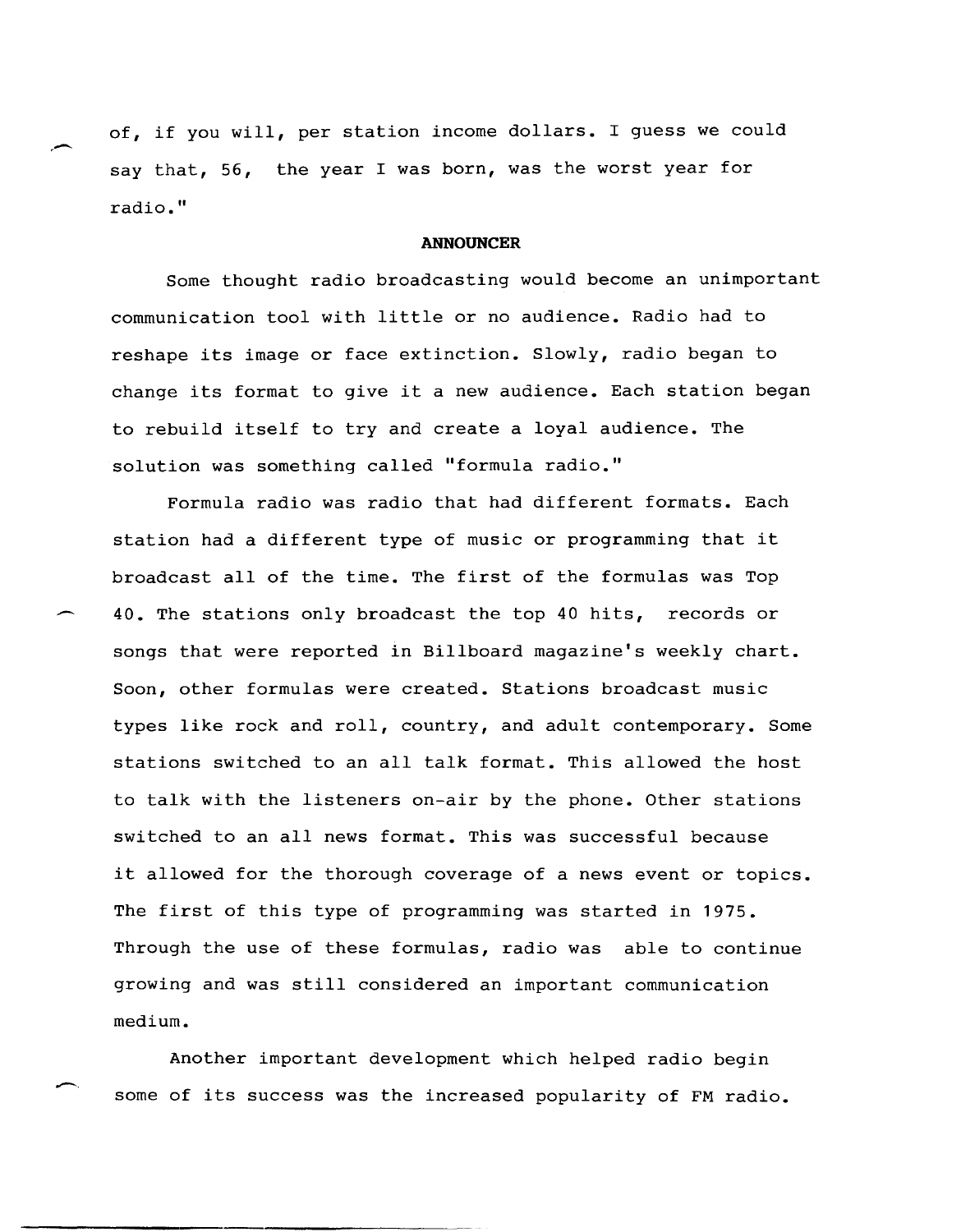of, if you will, per station income dollars. I guess we could say that, 56, the year I was born, was the worst year for radio."

**ANNOUNCER**

Some thought radio broadcasting would become an unimportant communication tool with little or no audience. Radio had to reshape its image or face extinction. Slowly, radio began to change its format to give it a new audience. Each station began to rebuild itself to try and create a loyal audience. The solution was something called "formula radio."

Formula radio was radio that had different formats. Each station had a different type of music or programming that it broadcast all of the time. The first of the formulas was Top 40. The stations only broadcast the top 40 hits, records or songs that were reported in Billboard magazine's weekly chart. Soon, other formulas were created. Stations broadcast music types like rock and roll, country, and adult contemporary. Some stations switched to an all talk format. This allowed the host to talk with the listeners on-air by the phone. Other stations switched to an all news format. This was successful because it allowed for the thorough coverage of a news event or topics. The first of this type of programming was started in 1975. Through the use of these formulas, radio was able to continue growing and was still considered an important communication medium.

Another important development which helped radio begin some of its success was the increased popularity of FM radio.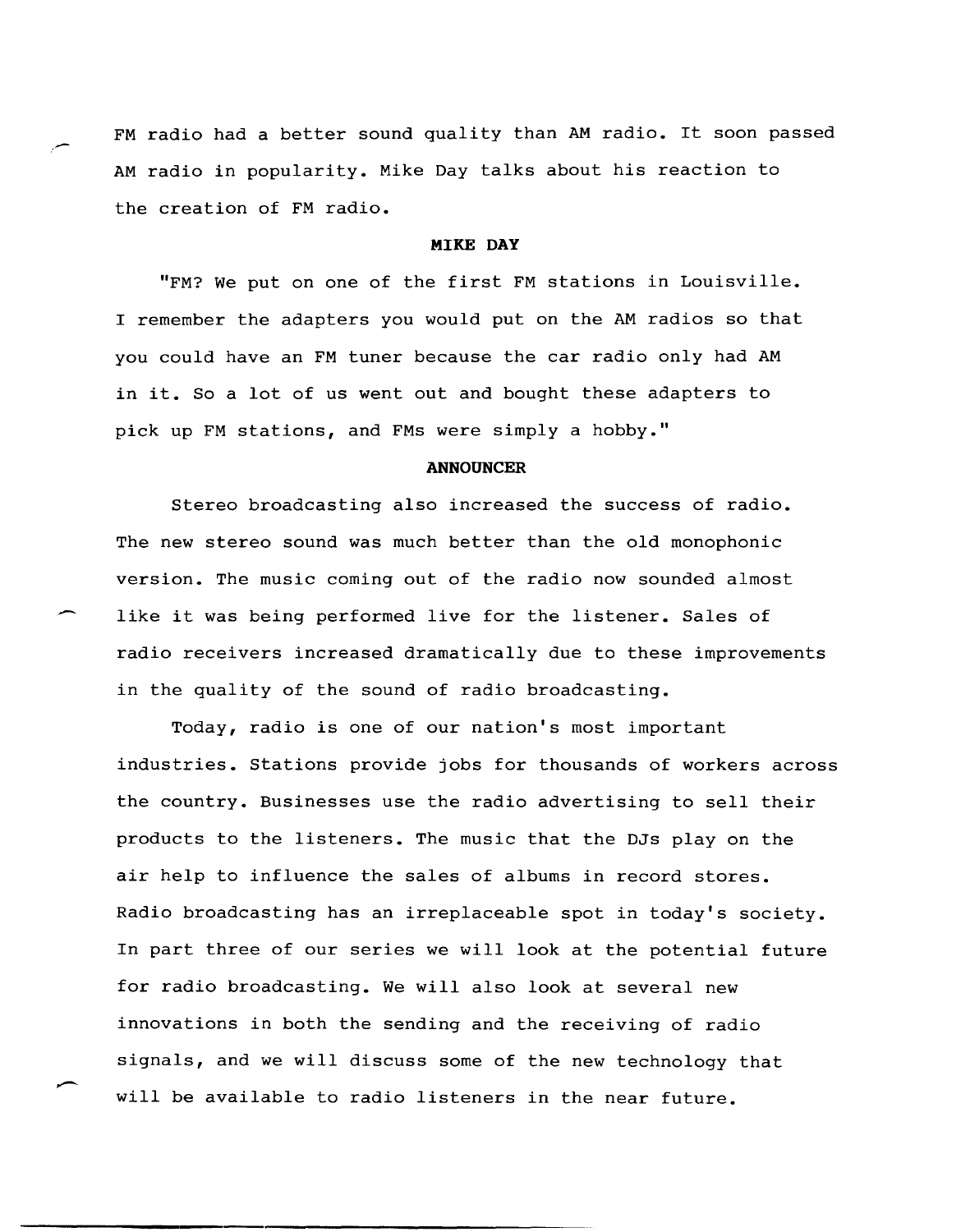FM radio had a better sound quality than AM radio. It soon passed AM radio in popularity. Mike Day talks about his reaction to the creation of FM radio.

**MIKE DAY**

"FM? We put on one of the first FM stations in Louisville. I remember the adapters you would put on the AM radios so that you could have an FM tuner because the car radio only had AM in it. So a lot of us went out and bought these adapters to pick up FM stations, and FMs were simply a hobby."

**ANNOUNCER**

Stereo broadcasting also increased the success of radio. The new stereo sound was much better than the old monophonic version. The music coming out of the radio now sounded almost like it was being performed live for the listener. Sales of radio receivers increased dramatically due to these improvements in the quality of the sound of radio broadcasting.

Today, radio is one of our nation's most important industries. Stations provide jobs for thousands of workers across the country. Businesses use the radio advertising to sell their products to the listeners. The music that the DJs play on the air help to influence the sales of albums in record stores. Radio broadcasting has an irreplaceable spot in today's society. In part three of our series we will look at the potential future for radio broadcasting. We will also look at several new innovations in both the sending and the receiving of radio signals, and we will discuss some of the new technology that will be available to radio listeners in the near future.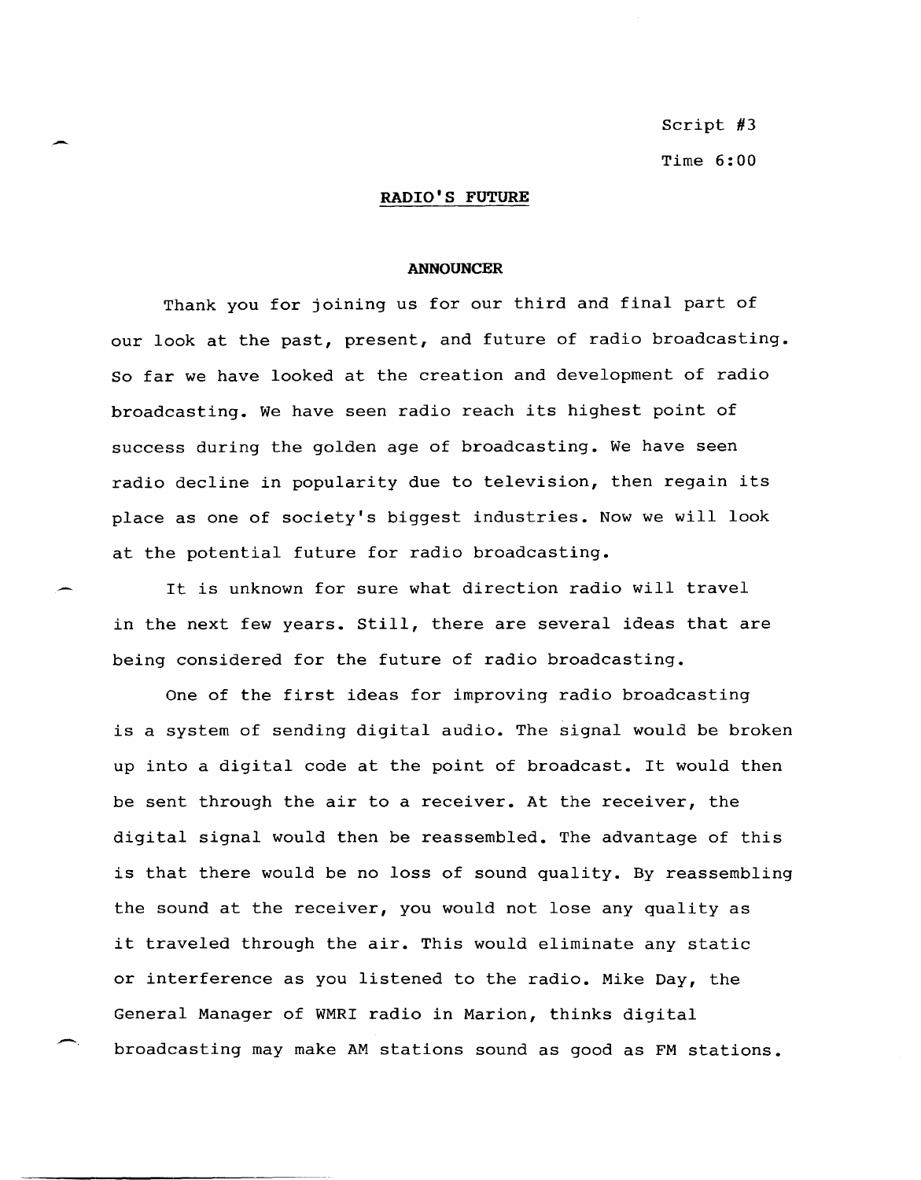Script #3

Time 6:00

## RADIO'S FUTURE

### ANNOUNCER

Thank you for joining us for our third and final part of our look at the past, present, and future of radio broadcasting. So far we have looked at the creation and development of radio broadcasting. We have seen radio reach its highest point of success during the golden age of broadcasting. We have seen radio decline in popularity due to television, then regain its place as one of society's biggest industries. Now we will look at the potential future for radio broadcasting.

It is unknown for sure what direction radio will travel in the next few years. Still, there are several ideas that are being considered for the future of radio broadcasting.

One of the first ideas for improving radio broadcasting is a system of sending digital audio. The signal would be broken up into a digital code at the point of broadcast. It would then be sent through the air to a receiver. At the receiver, the digital signal would then be reassembled. The advantage of this is that there would be no loss of sound quality. By reassembling the sound at the receiver, you would not lose any quality as it traveled through the air. This would eliminate any static or interference as you listened to the radio. Mike Day, the General Manager of WMRI radio in Marion, thinks digital broadcasting may make AM stations sound as good as FM stations.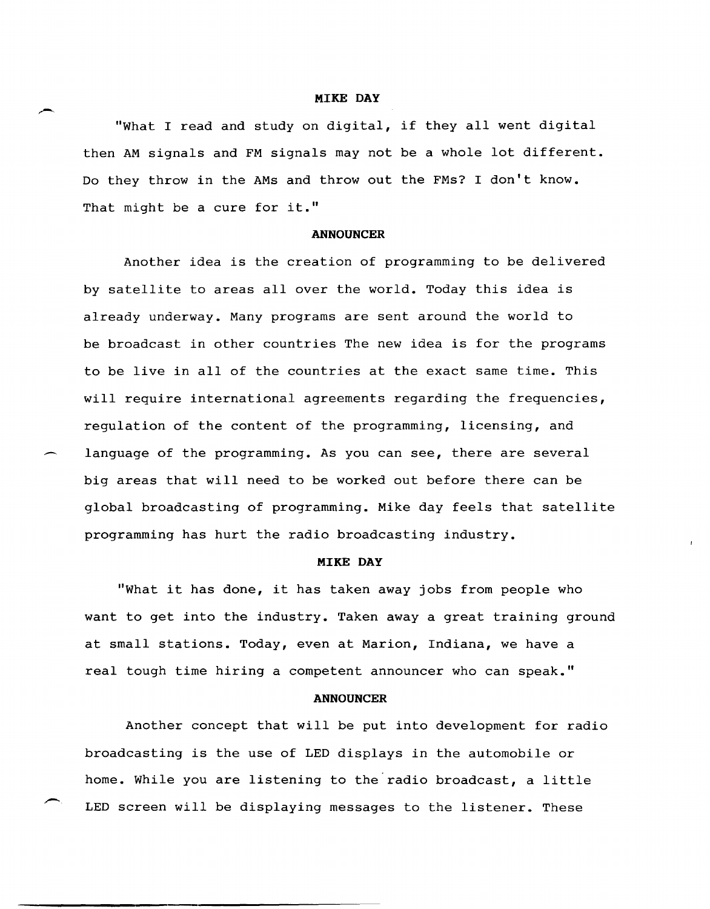**MIKE DAY**

"What I read and study on digital, if they all went digital then AM signals and FM signals may not be a whole lot different. Do they throw in the AMs and throw out the FMs? I don't know. That might be a cure for it."

**ANNOUNCER**

Another idea is the creation of programming to be delivered by satellite to areas all over the world. Today this idea is already underway. Many programs are sent around the world to be broadcast in other countries The new idea is for the programs to be live in all of the countries at the exact same time. This will require international agreements regarding the frequencies, regulation of the content of the programming, licensing, and language of the programming. As you can see, there are several big areas that will need to be worked out before there can be global broadcasting of programming. Mike day feels that satellite programming has hurt the radio broadcasting industry.

**MIKE DAY**

"What it has done, it has taken away jobs from people who want to get into the industry. Taken away a great training ground at small stations. Today, even at Marion, Indiana, we have a real tough time hiring a competent announcer who can speak."

**ANNOUNCER**

Another concept that will be put into development for radio broadcasting is the use of LED displays in the automobile or home. While you are listening to the radio broadcast, a little LED screen will be displaying messages to the listener. These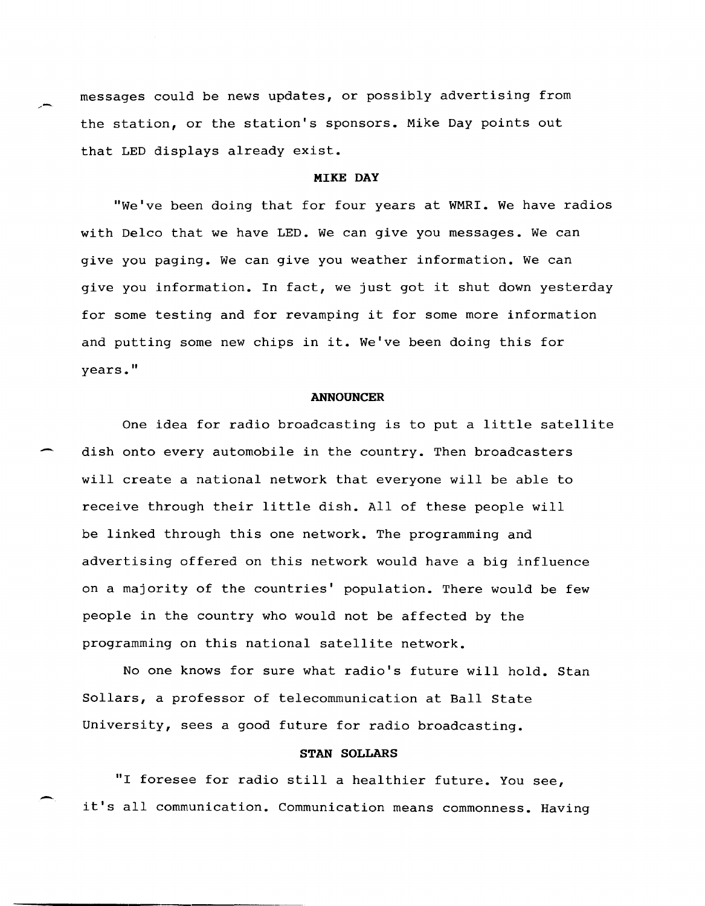messages could be news updates, or possibly advertising from the station, or the station's sponsors. Mike Day points out that LED displays already exist.

**MIKE DAY**

"We've been doing that for four years at WMRI. We have radios with Delco that we have LED. We can give you messages. We can give you paging. We can give you weather information. We can give you information. In fact, we just got it shut down yesterday for some testing and for revamping it for some more information and putting some new chips in it. We've been doing this for years."

**ANNOUNCER**

One idea for radio broadcasting is to put a little satellite dish onto every automobile in the country. Then broadcasters will create a national network that everyone will be able to receive through their little dish. All of these people will be linked through this one network. The programming and advertising offered on this network would have a big influence on a majority of the countries' population. There would be few people in the country who would not be affected by the programming on this national satellite network.

No one knows for sure what radio's future will hold. Stan Sollars, a professor of telecommunication at Ball State University, sees a good future for radio broadcasting.

**STAN SOLLARS**

"I foresee for radio still a healthier future. You see, it's all communication. Communication means commonness. Having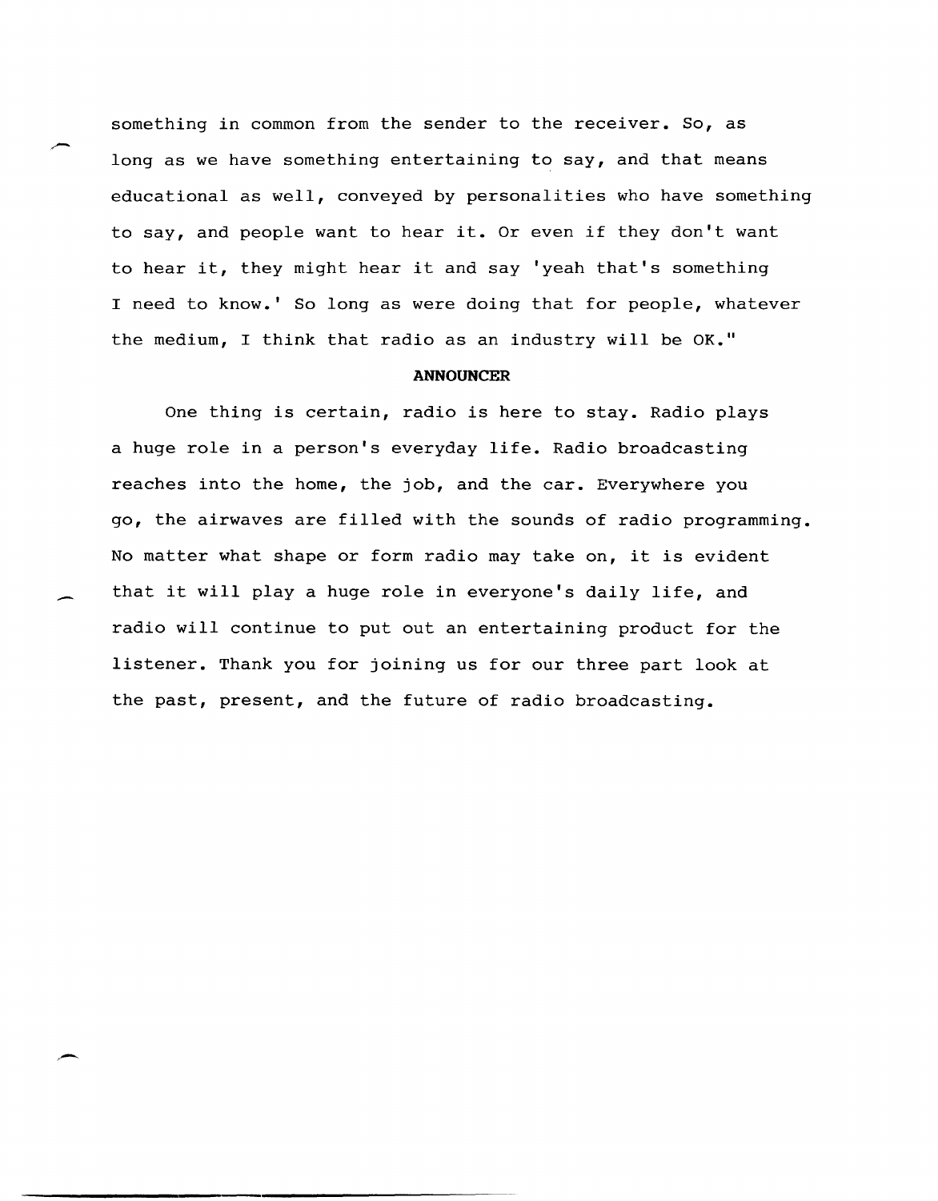something in common from the sender to the receiver. So, as long as we have something entertaining to say, and that means educational as well, conveyed by personalities who have something to say, and people want to hear it. Or even if they don't want to hear it, they might hear it and say 'yeah that's something I need to know.' So long as were doing that for people, whatever the medium, I think that radio as an industry will be OK."

**ANNOUNCER**

One thing is certain, radio is here to stay. Radio plays a huge role in a person's everyday life. Radio broadcasting reaches into the home, the job, and the car. Everywhere you go, the airwaves are filled with the sounds of radio programming. No matter what shape or form radio may take on, it is evident that it will play a huge role in everyone's daily life, and radio will continue to put out an entertaining product for the listener. Thank you for joining us for our three part look at the past, present, and the future of radio broadcasting.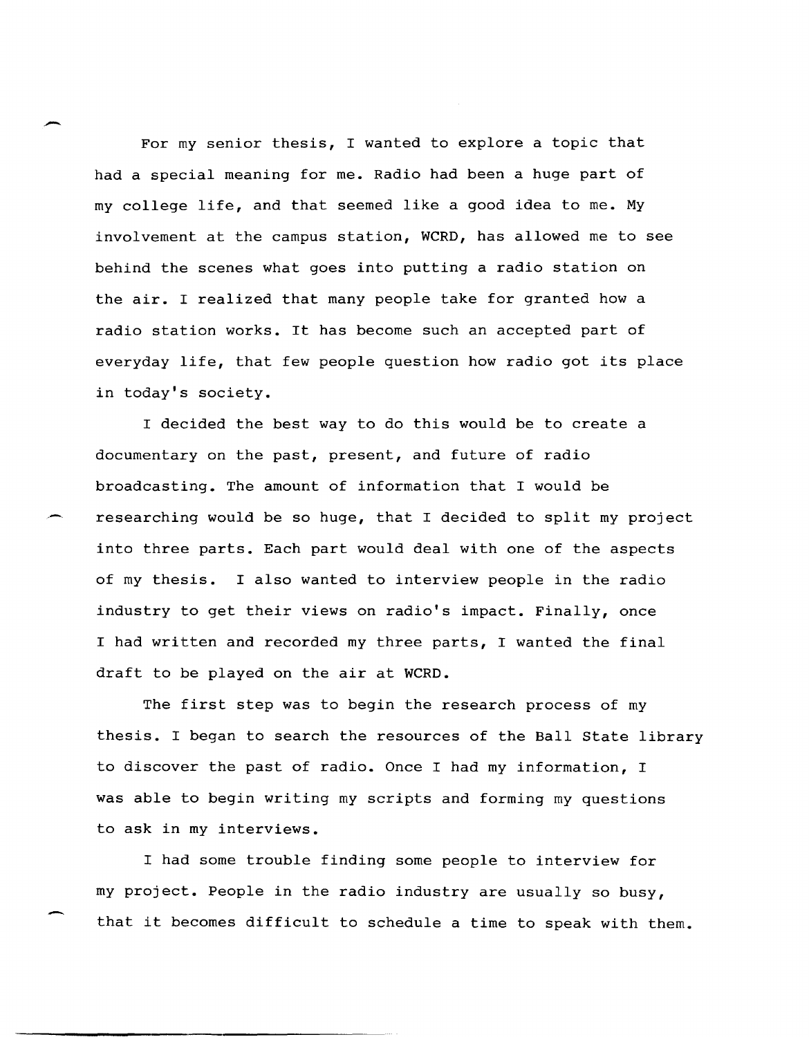For my senior thesis, I wanted to explore a topic that had a special meaning for me. Radio had been a huge part of my college life, and that seemed like a good idea to me. My involvement at the campus station, WCRD, has allowed me to see behind the scenes what goes into putting a radio station on the air. I realized that many people take for granted how a radio station works. It has become such an accepted part of everyday life, that few people question how radio got its place in today's society.

I decided the best way to do this would be to create a documentary on the past, present, and future of radio broadcasting. The amount of information that I would be researching would be so huge, that I decided to split my project into three parts. Each part would deal with one of the aspects of my thesis. I also wanted to interview people in the radio industry to get their views on radio's impact. Finally, once I had written and recorded my three parts, I wanted the final draft to be played on the air at WCRD.

The first step was to begin the research process of my thesis. I began to search the resources of the Ball State library to discover the past of radio. Once I had my information, I was able to begin writing my scripts and forming my questions to ask in my interviews.

I had some trouble finding some people to interview for my project. People in the radio industry are usually so busy, that it becomes difficult to schedule a time to speak with them.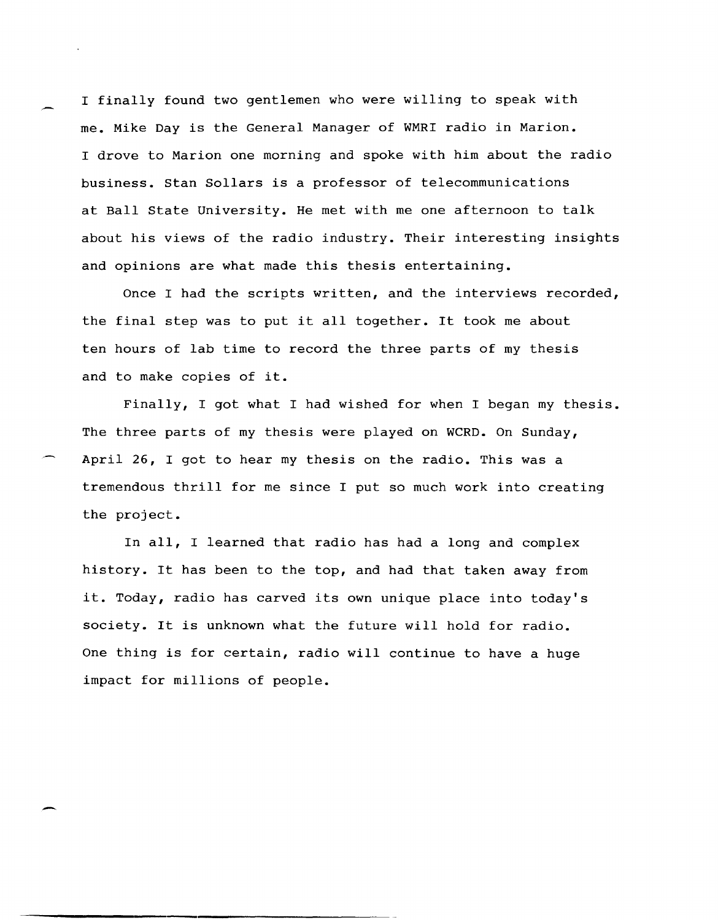I finally found two gentlemen who were willing to speak with me. Mike Day is the General Manager of WMRI radio in Marion. I drove to Marion one morning and spoke with him about the radio business. Stan Sollars is a professor of telecommunications at Ball State University. He met with me one afternoon to talk about his views of the radio industry. Their interesting insights and opinions are what made this thesis entertaining.

Once I had the scripts written, and the interviews recorded, the final step was to put it all together. It took me about ten hours of lab time to record the three parts of my thesis and to make copies of it.

Finally, I got what I had wished for when I began my thesis. The three parts of my thesis were played on WCRD. On Sunday, April 26, I got to hear my thesis on the radio. This was a tremendous thrill for me since I put so much work into creating the project.

In all, I learned that radio has had a long and complex history. It has been to the top, and had that taken away from it. Today, radio has carved its own unique place into today's society. It is unknown what the future will hold for radio. One thing is for certain, radio will continue to have a huge impact for millions of people.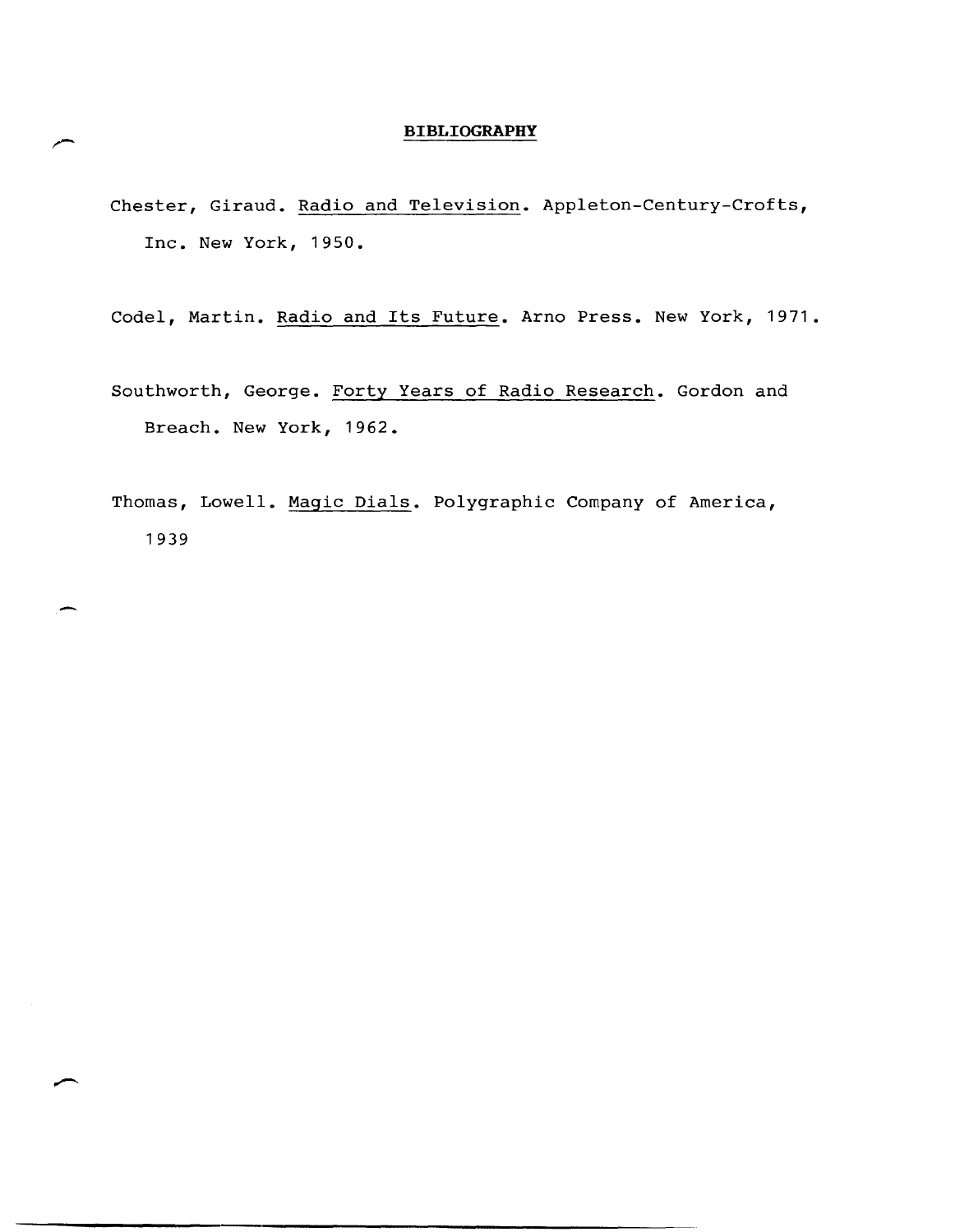## BIBLIOGRAPHY

Chester, Giraud. Radio and Television. Appleton-Century-Crofts, Inc. New York, 1950.

Codel, Martin. Radio and Its Future. Arno Press. New York, 1971.

Southworth, George. Forty Years of Radio Research. Gordon and Breach. New York, 1962.

Thomas, Lowell. Magic Dials. Polygraphic Company of America, 1939